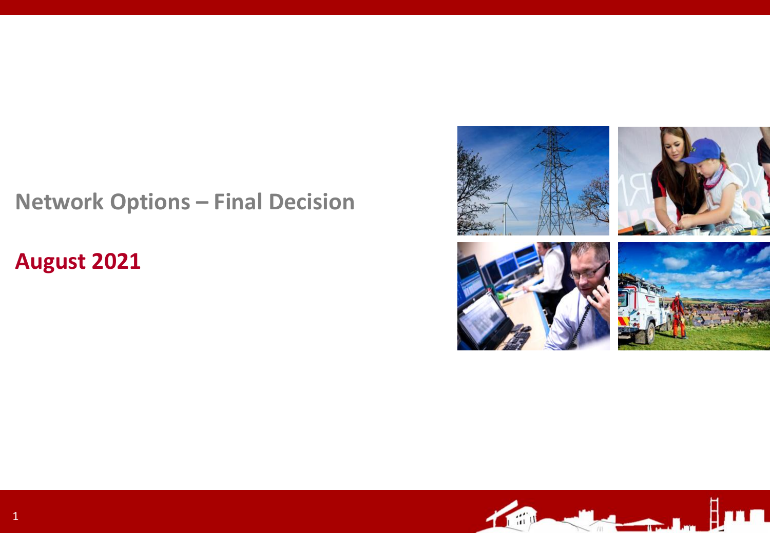# Network Options – Final Decision

## August 2021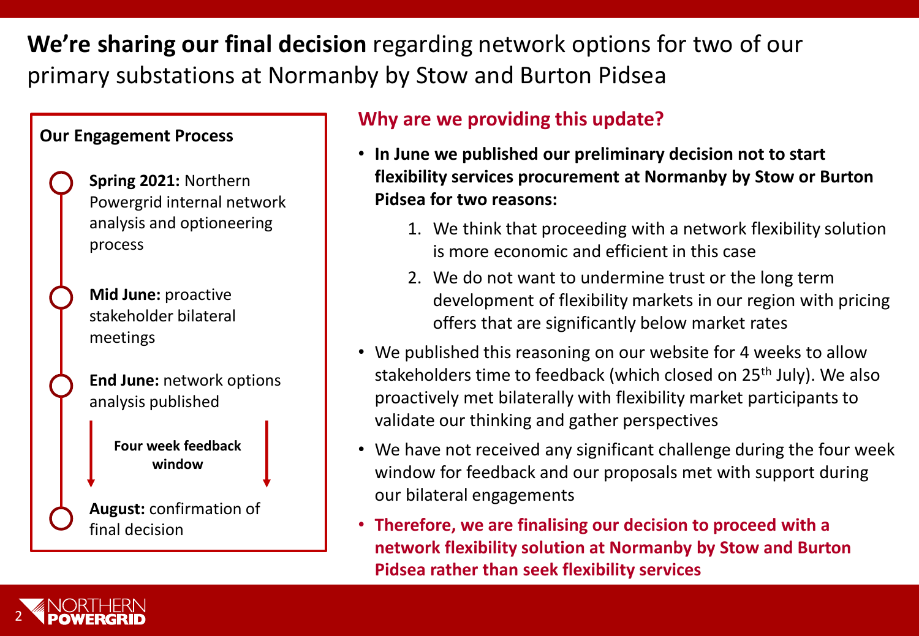# **We're sharing our final decision** regarding network options for two of our primary substations at Normanby by Stow and Burton Pidsea

### Our Engagement Process

- **Spring 2021:** Northern Powergrid internal network analysis and optioneering process
- **Mid June:** proactive stakeholder bilateral meetings
- **End June:** network options analysis published

  **Four week feedback window**

- **August:** confirmation of final decision

## Why are we providing this update?

- **In June we published our preliminary decision not to start flexibility services procurement at Normanby by Stow or Burton Pidsea for two reasons:**
  1. We think that proceeding with a network flexibility solution is more economic and efficient in this case
  2. We do not want to undermine trust or the long term development of flexibility markets in our region with pricing offers that are significantly below market rates
- We published this reasoning on our website for 4 weeks to allow stakeholders time to feedback (which closed on 25th July). We also proactively met bilaterally with flexibility market participants to validate our thinking and gather perspectives
- We have not received any significant challenge during the four week window for feedback and our proposals met with support during our bilateral engagements
- **Therefore, we are finalising our decision to proceed with a network flexibility solution at Normanby by Stow and Burton Pidsea rather than seek flexibility services**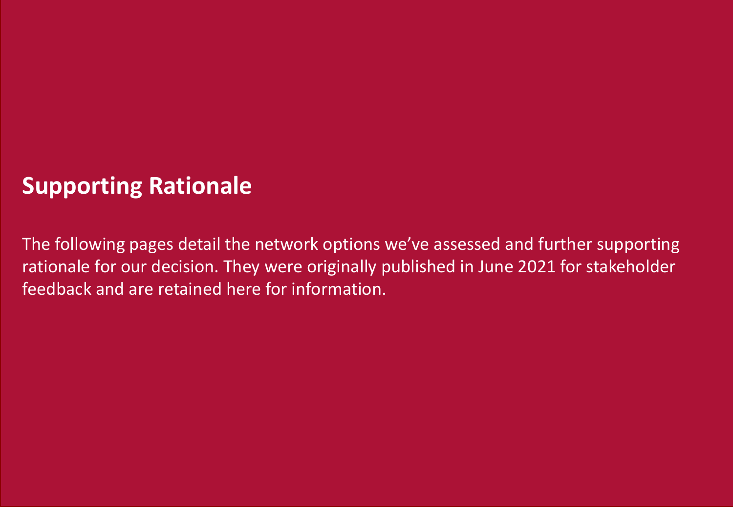## Supporting Rationale

The following pages detail the network options we've assessed and further supporting rationale for our decision. They were originally published in June 2021 for stakeholder feedback and are retained here for information.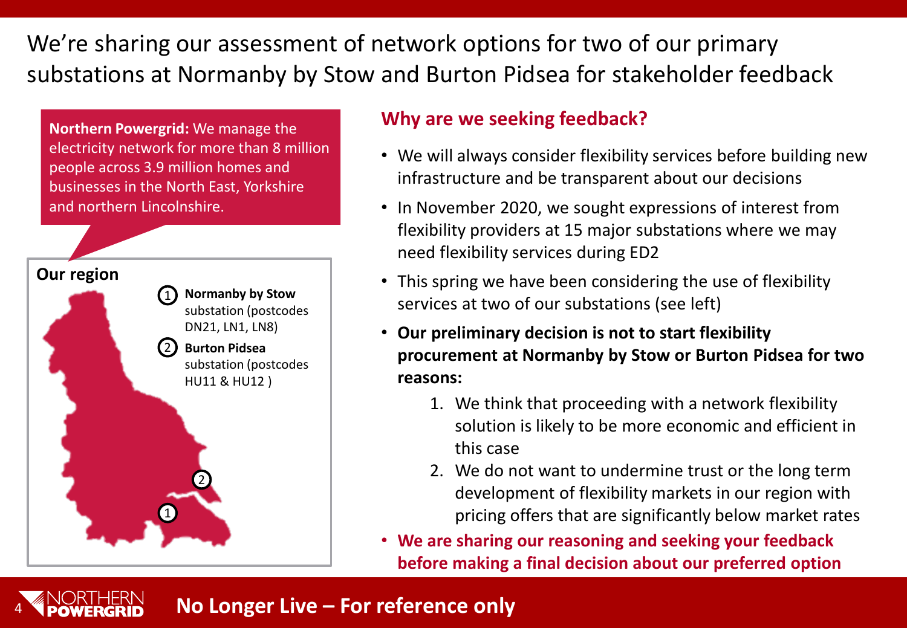# We're sharing our assessment of network options for two of our primary substations at Normanby by Stow and Burton Pidsea for stakeholder feedback

**Northern Powergrid:** We manage the electricity network for more than 8 million people across 3.9 million homes and businesses in the North East, Yorkshire and northern Lincolnshire.

**Our region**

1. **Normanby by Stow** substation (postcodes DN21, LN1, LN8)
2. **Burton Pidsea** substation (postcodes HU11 & HU12 )

## Why are we seeking feedback?

- We will always consider flexibility services before building new infrastructure and be transparent about our decisions
- In November 2020, we sought expressions of interest from flexibility providers at 15 major substations where we may need flexibility services during ED2
- This spring we have been considering the use of flexibility services at two of our substations (see left)
- **Our preliminary decision is not to start flexibility procurement at Normanby by Stow or Burton Pidsea for two reasons:**
  1. We think that proceeding with a network flexibility solution is likely to be more economic and efficient in this case
  2. We do not want to undermine trust or the long term development of flexibility markets in our region with pricing offers that are significantly below market rates
- **We are sharing our reasoning and seeking your feedback before making a final decision about our preferred option**

**No Longer Live – For reference only**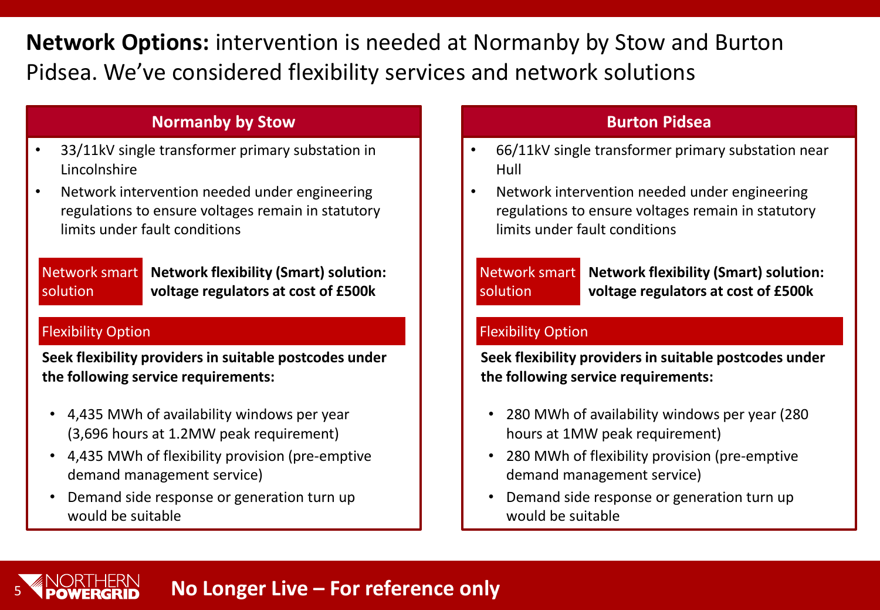# **Network Options:** intervention is needed at Normanby by Stow and Burton Pidsea. We've considered flexibility services and network solutions

## Normanby by Stow

- 33/11kV single transformer primary substation in Lincolnshire
- Network intervention needed under engineering regulations to ensure voltages remain in statutory limits under fault conditions

**Network smart solution**

**Network flexibility (Smart) solution: voltage regulators at cost of £500k**

### Flexibility Option

**Seek flexibility providers in suitable postcodes under the following service requirements:**

- 4,435 MWh of availability windows per year (3,696 hours at 1.2MW peak requirement)
- 4,435 MWh of flexibility provision (pre-emptive demand management service)
- Demand side response or generation turn up would be suitable

## Burton Pidsea

- 66/11kV single transformer primary substation near Hull
- Network intervention needed under engineering regulations to ensure voltages remain in statutory limits under fault conditions

**Network smart solution**

**Network flexibility (Smart) solution: voltage regulators at cost of £500k**

### Flexibility Option

**Seek flexibility providers in suitable postcodes under the following service requirements:**

- 280 MWh of availability windows per year (280 hours at 1MW peak requirement)
- 280 MWh of flexibility provision (pre-emptive demand management service)
- Demand side response or generation turn up would be suitable

**No Longer Live – For reference only**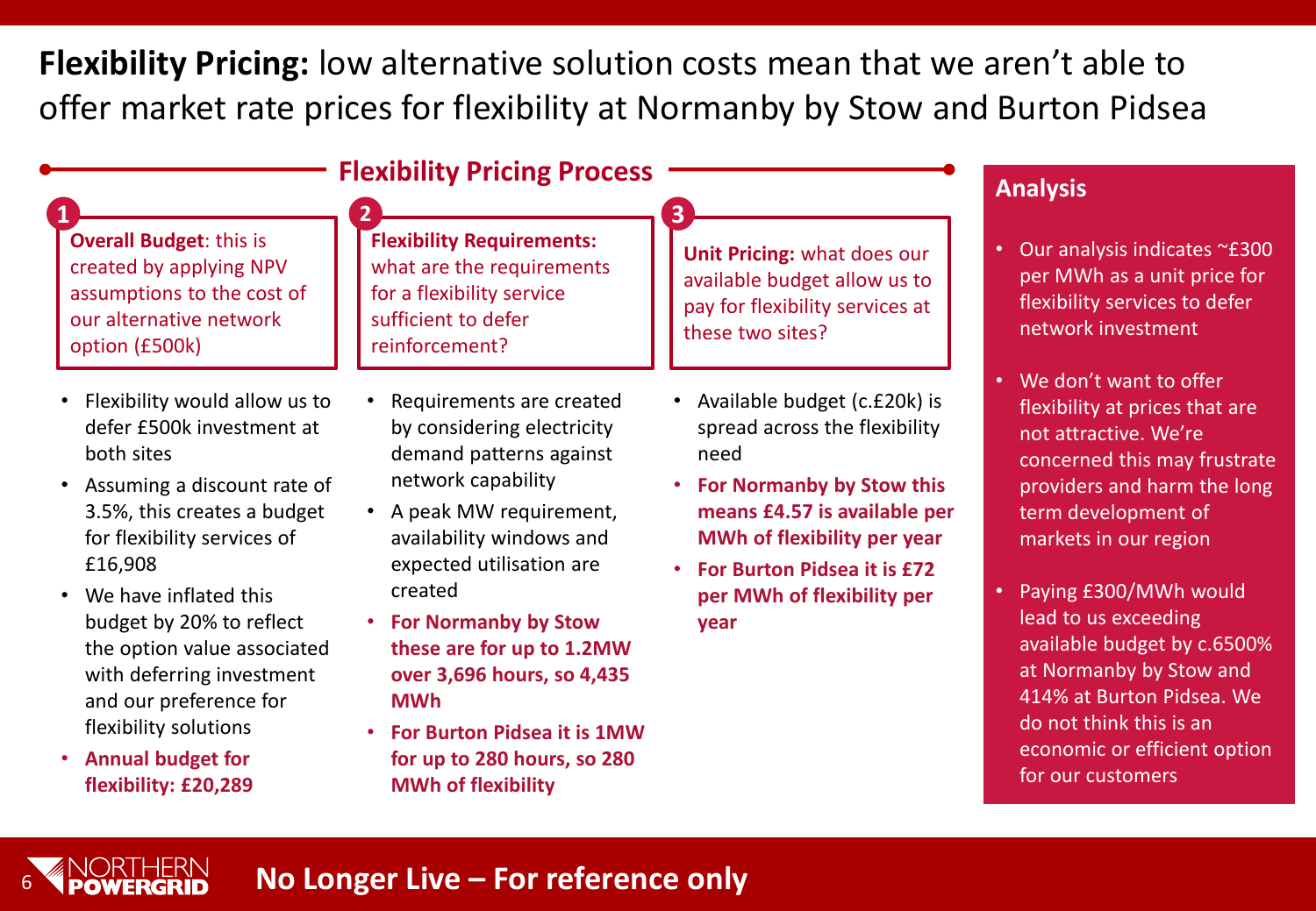# **Flexibility Pricing:** low alternative solution costs mean that we aren't able to offer market rate prices for flexibility at Normanby by Stow and Burton Pidsea

## Flexibility Pricing Process

### 1

**Overall Budget**: this is created by applying NPV assumptions to the cost of our alternative network option (£500k)

- Flexibility would allow us to defer £500k investment at both sites
- Assuming a discount rate of 3.5%, this creates a budget for flexibility services of £16,908
- We have inflated this budget by 20% to reflect the option value associated with deferring investment and our preference for flexibility solutions
- **Annual budget for flexibility: £20,289**

### 2

**Flexibility Requirements:** what are the requirements for a flexibility service sufficient to defer reinforcement?

- Requirements are created by considering electricity demand patterns against network capability
- A peak MW requirement, availability windows and expected utilisation are created
- **For Normanby by Stow these are for up to 1.2MW over 3,696 hours, so 4,435 MWh**
- **For Burton Pidsea it is 1MW for up to 280 hours, so 280 MWh of flexibility**

### 3

**Unit Pricing:** what does our available budget allow us to pay for flexibility services at these two sites?

- Available budget (c.£20k) is spread across the flexibility need
- **For Normanby by Stow this means £4.57 is available per MWh of flexibility per year**
- **For Burton Pidsea it is £72 per MWh of flexibility per year**

## Analysis

- Our analysis indicates ~£300 per MWh as a unit price for flexibility services to defer network investment
- We don't want to offer flexibility at prices that are not attractive. We're concerned this may frustrate providers and harm the long term development of markets in our region
- Paying £300/MWh would lead to us exceeding available budget by c.6500% at Normanby by Stow and 414% at Burton Pidsea. We do not think this is an economic or efficient option for our customers

**No Longer Live – For reference only**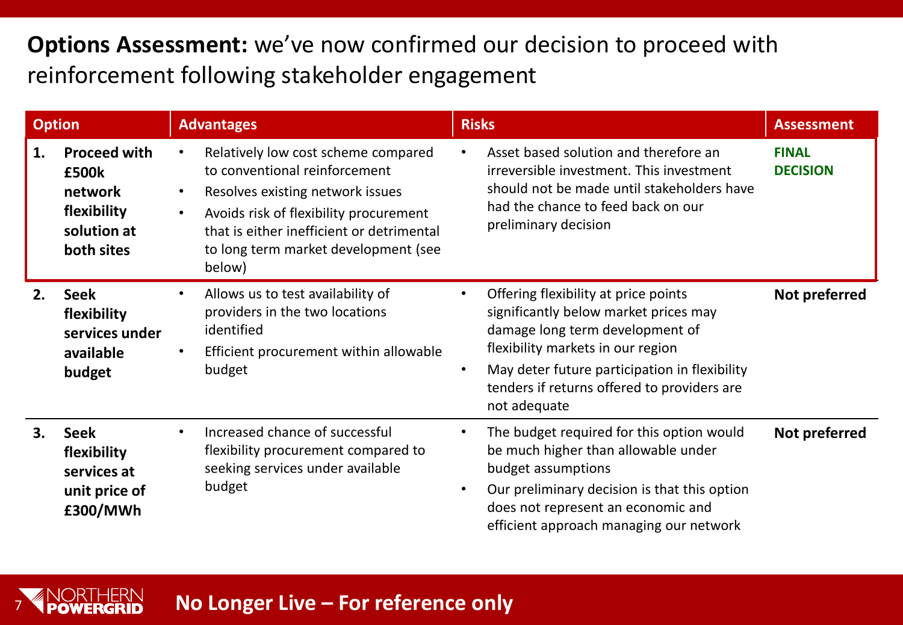# **Options Assessment:** we've now confirmed our decision to proceed with reinforcement following stakeholder engagement

| Option | Advantages | Risks | Assessment |
|---|---|---|---|
| **1. Proceed with £500k network flexibility solution at both sites** | • Relatively low cost scheme compared to conventional reinforcement<br>• Resolves existing network issues<br>• Avoids risk of flexibility procurement that is either inefficient or detrimental to long term market development (see below) | • Asset based solution and therefore an irreversible investment. This investment should not be made until stakeholders have had the chance to feed back on our preliminary decision | **FINAL DECISION** |
| **2. Seek flexibility services under available budget** | • Allows us to test availability of providers in the two locations identified<br>• Efficient procurement within allowable budget | • Offering flexibility at price points significantly below market prices may damage long term development of flexibility markets in our region<br>• May deter future participation in flexibility tenders if returns offered to providers are not adequate | **Not preferred** |
| **3. Seek flexibility services at unit price of £300/MWh** | • Increased chance of successful flexibility procurement compared to seeking services under available budget | • The budget required for this option would be much higher than allowable under budget assumptions<br>• Our preliminary decision is that this option does not represent an economic and efficient approach managing our network | **Not preferred** |

**No Longer Live – For reference only**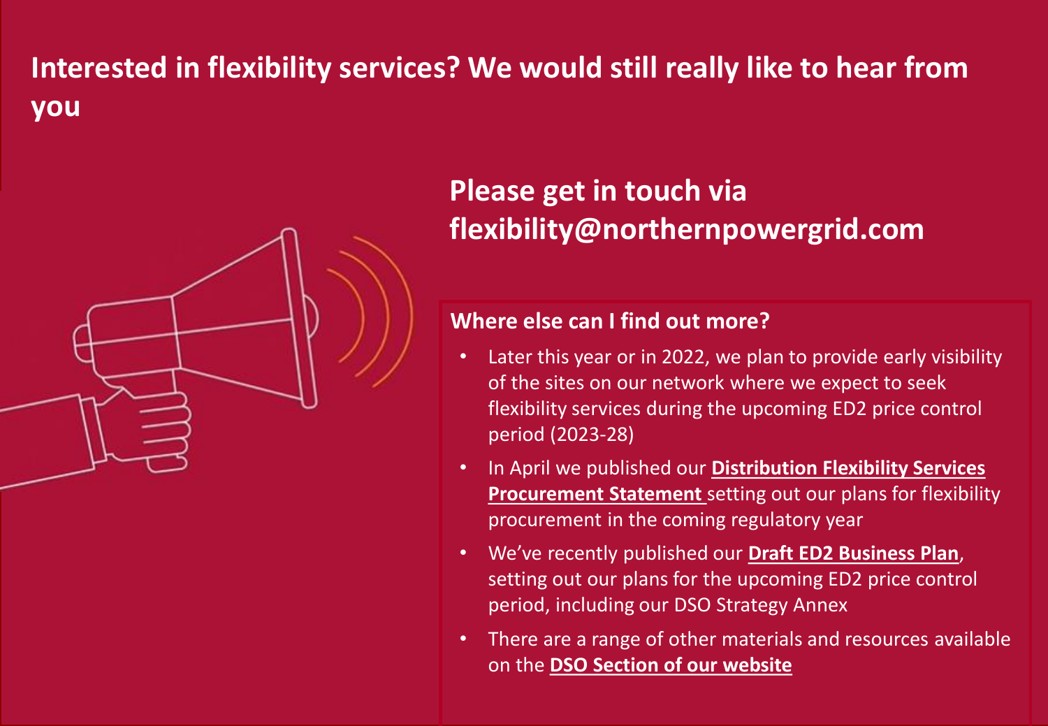# Interested in flexibility services? We would still really like to hear from you

## Please get in touch via flexibility@northernpowergrid.com

### Where else can I find out more?

- Later this year or in 2022, we plan to provide early visibility of the sites on our network where we expect to seek flexibility services during the upcoming ED2 price control period (2023-28)
- In April we published our **Distribution Flexibility Services Procurement Statement** setting out our plans for flexibility procurement in the coming regulatory year
- We've recently published our **Draft ED2 Business Plan**, setting out our plans for the upcoming ED2 price control period, including our DSO Strategy Annex
- There are a range of other materials and resources available on the **DSO Section of our website**